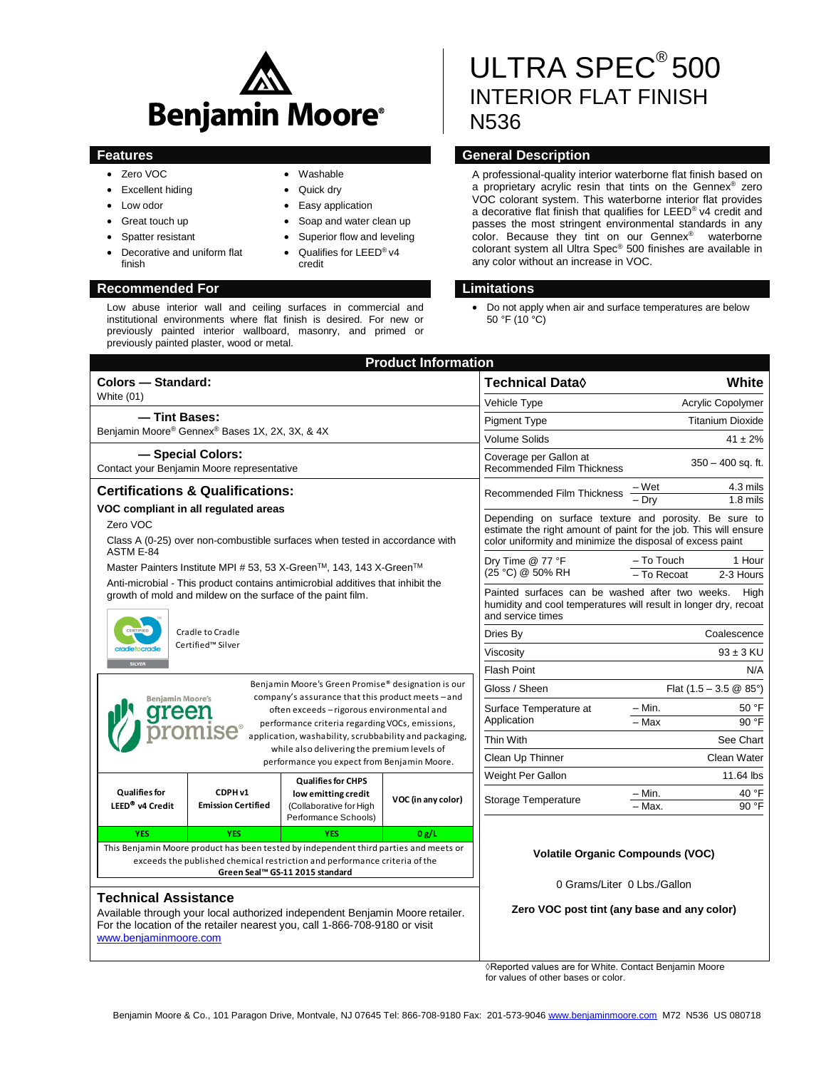# ULTRA SPEC® 500
## INTERIOR FLAT FINISH
## N536

## Features

- Zero VOC
- Excellent hiding
- Low odor
- Great touch up
- Spatter resistant
- Decorative and uniform flat finish
- Washable
- Quick dry
- Easy application
- Soap and water clean up
- Superior flow and leveling
- Qualifies for LEED® v4 credit

## General Description

A professional-quality interior waterborne flat finish based on a proprietary acrylic resin that tints on the Gennex® zero VOC colorant system. This waterborne interior flat provides a decorative flat finish that qualifies for LEED® v4 credit and passes the most stringent environmental standards in any color. Because they tint on our Gennex® waterborne colorant system all Ultra Spec® 500 finishes are available in any color without an increase in VOC.

## Recommended For

Low abuse interior wall and ceiling surfaces in commercial and institutional environments where flat finish is desired. For new or previously painted interior wallboard, masonry, and primed or previously painted plaster, wood or metal.

## Limitations

- Do not apply when air and surface temperatures are below 50 °F (10 °C)

## Product Information

### Colors — Standard:
White (01)

### — Tint Bases:
Benjamin Moore® Gennex® Bases 1X, 2X, 3X, & 4X

### — Special Colors:
Contact your Benjamin Moore representative

### Certifications & Qualifications:

**VOC compliant in all regulated areas**

Zero VOC

Class A (0-25) over non-combustible surfaces when tested in accordance with ASTM E-84

Master Painters Institute MPI # 53, 53 X-Green™, 143, 143 X-Green™

Anti-microbial - This product contains antimicrobial additives that inhibit the growth of mold and mildew on the surface of the paint film.

Cradle to Cradle Certified™ Silver

Benjamin Moore's Green Promise® designation is our company's assurance that this product meets – and often exceeds – rigorous environmental and performance criteria regarding VOCs, emissions, application, washability, scrubbability and packaging, while also delivering the premium levels of performance you expect from Benjamin Moore.

| Qualifies for LEED® v4 Credit | CDPH v1 Emission Certified | Qualifies for CHPS low emitting credit (Collaborative for High Performance Schools) | VOC (in any color) |
|---|---|---|---|
| YES | YES | YES | 0 g/L |

This Benjamin Moore product has been tested by independent third parties and meets or exceeds the published chemical restriction and performance criteria of the **Green Seal™ GS-11 2015 standard**

### Technical Assistance

Available through your local authorized independent Benjamin Moore retailer. For the location of the retailer nearest you, call 1-866-708-9180 or visit www.benjaminmoore.com

| Technical Data◊ | | White |
|---|---|---|
| Vehicle Type | | Acrylic Copolymer |
| Pigment Type | | Titanium Dioxide |
| Volume Solids | | 41 ± 2% |
| Coverage per Gallon at Recommended Film Thickness | | 350 – 400 sq. ft. |
| Recommended Film Thickness | – Wet | 4.3 mils |
| | – Dry | 1.8 mils |
| Depending on surface texture and porosity. Be sure to estimate the right amount of paint for the job. This will ensure color uniformity and minimize the disposal of excess paint | | |
| Dry Time @ 77 °F (25 °C) @ 50% RH | – To Touch | 1 Hour |
| | – To Recoat | 2-3 Hours |
| Painted surfaces can be washed after two weeks. High humidity and cool temperatures will result in longer dry, recoat and service times | | |
| Dries By | | Coalescence |
| Viscosity | | 93 ± 3 KU |
| Flash Point | | N/A |
| Gloss / Sheen | | Flat (1.5 – 3.5 @ 85°) |
| Surface Temperature at Application | – Min. | 50 °F |
| | – Max | 90 °F |
| Thin With | | See Chart |
| Clean Up Thinner | | Clean Water |
| Weight Per Gallon | | 11.64 lbs |
| Storage Temperature | – Min. | 40 °F |
| | – Max. | 90 °F |

**Volatile Organic Compounds (VOC)**

0 Grams/Liter 0 Lbs./Gallon

**Zero VOC post tint (any base and any color)**

◊Reported values are for White. Contact Benjamin Moore for values of other bases or color.

Benjamin Moore & Co., 101 Paragon Drive, Montvale, NJ 07645 Tel: 866-708-9180 Fax: 201-573-9046 www.benjaminmoore.com M72 N536 US 080718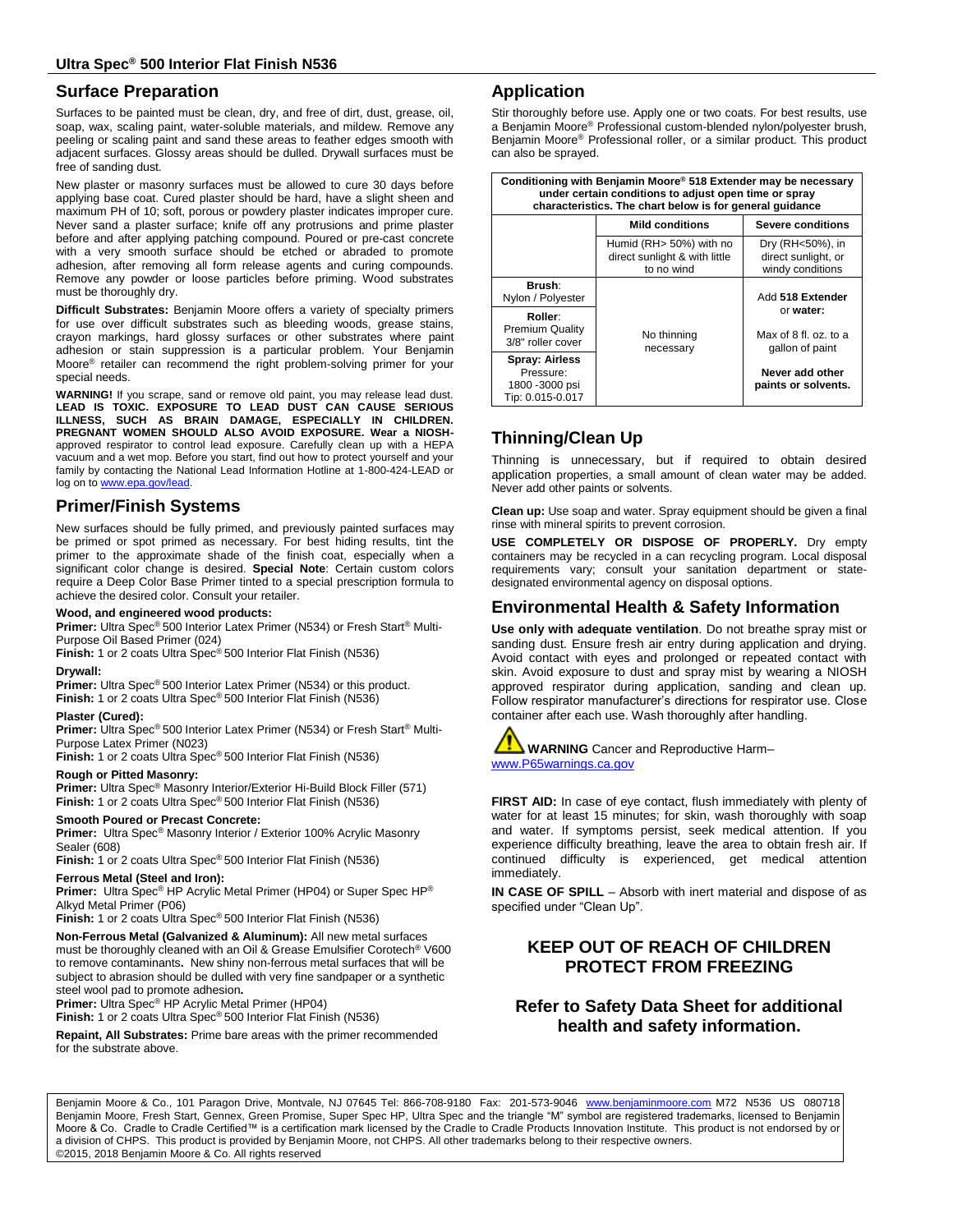# Ultra Spec® 500 Interior Flat Finish N536

## Surface Preparation

Surfaces to be painted must be clean, dry, and free of dirt, dust, grease, oil, soap, wax, scaling paint, water-soluble materials, and mildew. Remove any peeling or scaling paint and sand these areas to feather edges smooth with adjacent surfaces. Glossy areas should be dulled. Drywall surfaces must be free of sanding dust.

New plaster or masonry surfaces must be allowed to cure 30 days before applying base coat. Cured plaster should be hard, have a slight sheen and maximum PH of 10; soft, porous or powdery plaster indicates improper cure. Never sand a plaster surface; knife off any protrusions and prime plaster before and after applying patching compound. Poured or pre-cast concrete with a very smooth surface should be etched or abraded to promote adhesion, after removing all form release agents and curing compounds. Remove any powder or loose particles before priming. Wood substrates must be thoroughly dry.

**Difficult Substrates:** Benjamin Moore offers a variety of specialty primers for use over difficult substrates such as bleeding woods, grease stains, crayon markings, hard glossy surfaces or other substrates where paint adhesion or stain suppression is a particular problem. Your Benjamin Moore® retailer can recommend the right problem-solving primer for your special needs.

**WARNING!** If you scrape, sand or remove old paint, you may release lead dust. **LEAD IS TOXIC. EXPOSURE TO LEAD DUST CAN CAUSE SERIOUS ILLNESS, SUCH AS BRAIN DAMAGE, ESPECIALLY IN CHILDREN. PREGNANT WOMEN SHOULD ALSO AVOID EXPOSURE. Wear a NIOSH-** approved respirator to control lead exposure. Carefully clean up with a HEPA vacuum and a wet mop. Before you start, find out how to protect yourself and your family by contacting the National Lead Information Hotline at 1-800-424-LEAD or log on to www.epa.gov/lead.

## Primer/Finish Systems

New surfaces should be fully primed, and previously painted surfaces may be primed or spot primed as necessary. For best hiding results, tint the primer to the approximate shade of the finish coat, especially when a significant color change is desired. **Special Note**: Certain custom colors require a Deep Color Base Primer tinted to a special prescription formula to achieve the desired color. Consult your retailer.

**Wood, and engineered wood products:**
**Primer:** Ultra Spec® 500 Interior Latex Primer (N534) or Fresh Start® Multi-Purpose Oil Based Primer (024)
**Finish:** 1 or 2 coats Ultra Spec® 500 Interior Flat Finish (N536)

**Drywall:**
**Primer:** Ultra Spec® 500 Interior Latex Primer (N534) or this product.
**Finish:** 1 or 2 coats Ultra Spec® 500 Interior Flat Finish (N536)

**Plaster (Cured):**
**Primer:** Ultra Spec® 500 Interior Latex Primer (N534) or Fresh Start® Multi-Purpose Latex Primer (N023)
**Finish:** 1 or 2 coats Ultra Spec® 500 Interior Flat Finish (N536)

**Rough or Pitted Masonry:**
**Primer:** Ultra Spec® Masonry Interior/Exterior Hi-Build Block Filler (571)
**Finish:** 1 or 2 coats Ultra Spec® 500 Interior Flat Finish (N536)

**Smooth Poured or Precast Concrete:**
**Primer:** Ultra Spec® Masonry Interior / Exterior 100% Acrylic Masonry Sealer (608)
**Finish:** 1 or 2 coats Ultra Spec® 500 Interior Flat Finish (N536)

**Ferrous Metal (Steel and Iron):**
**Primer:** Ultra Spec® HP Acrylic Metal Primer (HP04) or Super Spec HP® Alkyd Metal Primer (P06)
**Finish:** 1 or 2 coats Ultra Spec® 500 Interior Flat Finish (N536)

**Non-Ferrous Metal (Galvanized & Aluminum):** All new metal surfaces must be thoroughly cleaned with an Oil & Grease Emulsifier Corotech® V600 to remove contaminants**.** New shiny non-ferrous metal surfaces that will be subject to abrasion should be dulled with very fine sandpaper or a synthetic steel wool pad to promote adhesion**.**
**Primer:** Ultra Spec® HP Acrylic Metal Primer (HP04)
**Finish:** 1 or 2 coats Ultra Spec® 500 Interior Flat Finish (N536)

**Repaint, All Substrates:** Prime bare areas with the primer recommended for the substrate above.

## Application

Stir thoroughly before use. Apply one or two coats. For best results, use a Benjamin Moore® Professional custom-blended nylon/polyester brush, Benjamin Moore® Professional roller, or a similar product. This product can also be sprayed.

**Conditioning with Benjamin Moore® 518 Extender may be necessary under certain conditions to adjust open time or spray characteristics. The chart below is for general guidance**

| | **Mild conditions** | **Severe conditions** |
|---|---|---|
| | Humid (RH> 50%) with no direct sunlight & with little to no wind | Dry (RH<50%), in direct sunlight, or windy conditions |
| **Brush**: Nylon / Polyester | No thinning necessary | Add **518 Extender** or **water:** Max of 8 fl. oz. to a gallon of paint **Never add other paints or solvents.** |
| **Roller**: Premium Quality 3/8" roller cover | | |
| **Spray: Airless** Pressure: 1800 -3000 psi Tip: 0.015-0.017 | | |

## Thinning/Clean Up

Thinning is unnecessary, but if required to obtain desired application properties, a small amount of clean water may be added. Never add other paints or solvents.

**Clean up:** Use soap and water. Spray equipment should be given a final rinse with mineral spirits to prevent corrosion.

**USE COMPLETELY OR DISPOSE OF PROPERLY.** Dry empty containers may be recycled in a can recycling program. Local disposal requirements vary; consult your sanitation department or state-designated environmental agency on disposal options.

## Environmental Health & Safety Information

**Use only with adequate ventilation**. Do not breathe spray mist or sanding dust. Ensure fresh air entry during application and drying. Avoid contact with eyes and prolonged or repeated contact with skin. Avoid exposure to dust and spray mist by wearing a NIOSH approved respirator during application, sanding and clean up. Follow respirator manufacturer's directions for respirator use. Close container after each use. Wash thoroughly after handling.

**WARNING** Cancer and Reproductive Harm– www.P65warnings.ca.gov

**FIRST AID:** In case of eye contact, flush immediately with plenty of water for at least 15 minutes; for skin, wash thoroughly with soap and water. If symptoms persist, seek medical attention. If you experience difficulty breathing, leave the area to obtain fresh air. If continued difficulty is experienced, get medical attention immediately.

**IN CASE OF SPILL** – Absorb with inert material and dispose of as specified under "Clean Up".

**KEEP OUT OF REACH OF CHILDREN**
**PROTECT FROM FREEZING**

**Refer to Safety Data Sheet for additional health and safety information.**

Benjamin Moore & Co., 101 Paragon Drive, Montvale, NJ 07645 Tel: 866-708-9180 Fax: 201-573-9046 www.benjaminmoore.com M72 N536 US 080718
Benjamin Moore, Fresh Start, Gennex, Green Promise, Super Spec HP, Ultra Spec and the triangle "M" symbol are registered trademarks, licensed to Benjamin Moore & Co. Cradle to Cradle Certified™ is a certification mark licensed by the Cradle to Cradle Products Innovation Institute. This product is not endorsed by or a division of CHPS. This product is provided by Benjamin Moore, not CHPS. All other trademarks belong to their respective owners.
©2015, 2018 Benjamin Moore & Co. All rights reserved